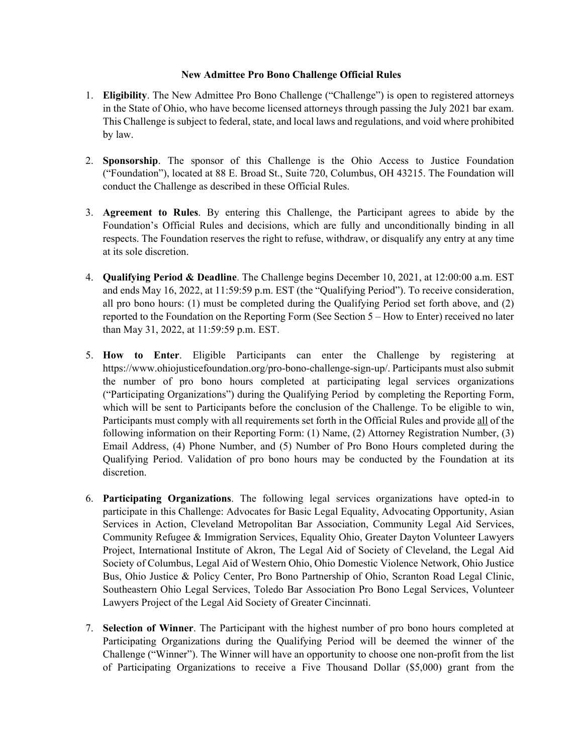**New Admittee Pro Bono Challenge Official Rules**

1. **Eligibility**. The New Admittee Pro Bono Challenge ("Challenge") is open to registered attorneys in the State of Ohio, who have become licensed attorneys through passing the July 2021 bar exam. This Challenge is subject to federal, state, and local laws and regulations, and void where prohibited by law.

2. **Sponsorship**. The sponsor of this Challenge is the Ohio Access to Justice Foundation ("Foundation"), located at 88 E. Broad St., Suite 720, Columbus, OH 43215. The Foundation will conduct the Challenge as described in these Official Rules.

3. **Agreement to Rules**. By entering this Challenge, the Participant agrees to abide by the Foundation's Official Rules and decisions, which are fully and unconditionally binding in all respects. The Foundation reserves the right to refuse, withdraw, or disqualify any entry at any time at its sole discretion.

4. **Qualifying Period & Deadline**. The Challenge begins December 10, 2021, at 12:00:00 a.m. EST and ends May 16, 2022, at 11:59:59 p.m. EST (the "Qualifying Period"). To receive consideration, all pro bono hours: (1) must be completed during the Qualifying Period set forth above, and (2) reported to the Foundation on the Reporting Form (See Section 5 – How to Enter) received no later than May 31, 2022, at 11:59:59 p.m. EST.

5. **How to Enter**. Eligible Participants can enter the Challenge by registering at https://www.ohiojusticefoundation.org/pro-bono-challenge-sign-up/. Participants must also submit the number of pro bono hours completed at participating legal services organizations ("Participating Organizations") during the Qualifying Period by completing the Reporting Form, which will be sent to Participants before the conclusion of the Challenge. To be eligible to win, Participants must comply with all requirements set forth in the Official Rules and provide <u>all</u> of the following information on their Reporting Form: (1) Name, (2) Attorney Registration Number, (3) Email Address, (4) Phone Number, and (5) Number of Pro Bono Hours completed during the Qualifying Period. Validation of pro bono hours may be conducted by the Foundation at its discretion.

6. **Participating Organizations**. The following legal services organizations have opted-in to participate in this Challenge: Advocates for Basic Legal Equality, Advocating Opportunity, Asian Services in Action, Cleveland Metropolitan Bar Association, Community Legal Aid Services, Community Refugee & Immigration Services, Equality Ohio, Greater Dayton Volunteer Lawyers Project, International Institute of Akron, The Legal Aid of Society of Cleveland, the Legal Aid Society of Columbus, Legal Aid of Western Ohio, Ohio Domestic Violence Network, Ohio Justice Bus, Ohio Justice & Policy Center, Pro Bono Partnership of Ohio, Scranton Road Legal Clinic, Southeastern Ohio Legal Services, Toledo Bar Association Pro Bono Legal Services, Volunteer Lawyers Project of the Legal Aid Society of Greater Cincinnati.

7. **Selection of Winner**. The Participant with the highest number of pro bono hours completed at Participating Organizations during the Qualifying Period will be deemed the winner of the Challenge ("Winner"). The Winner will have an opportunity to choose one non-profit from the list of Participating Organizations to receive a Five Thousand Dollar ($5,000) grant from the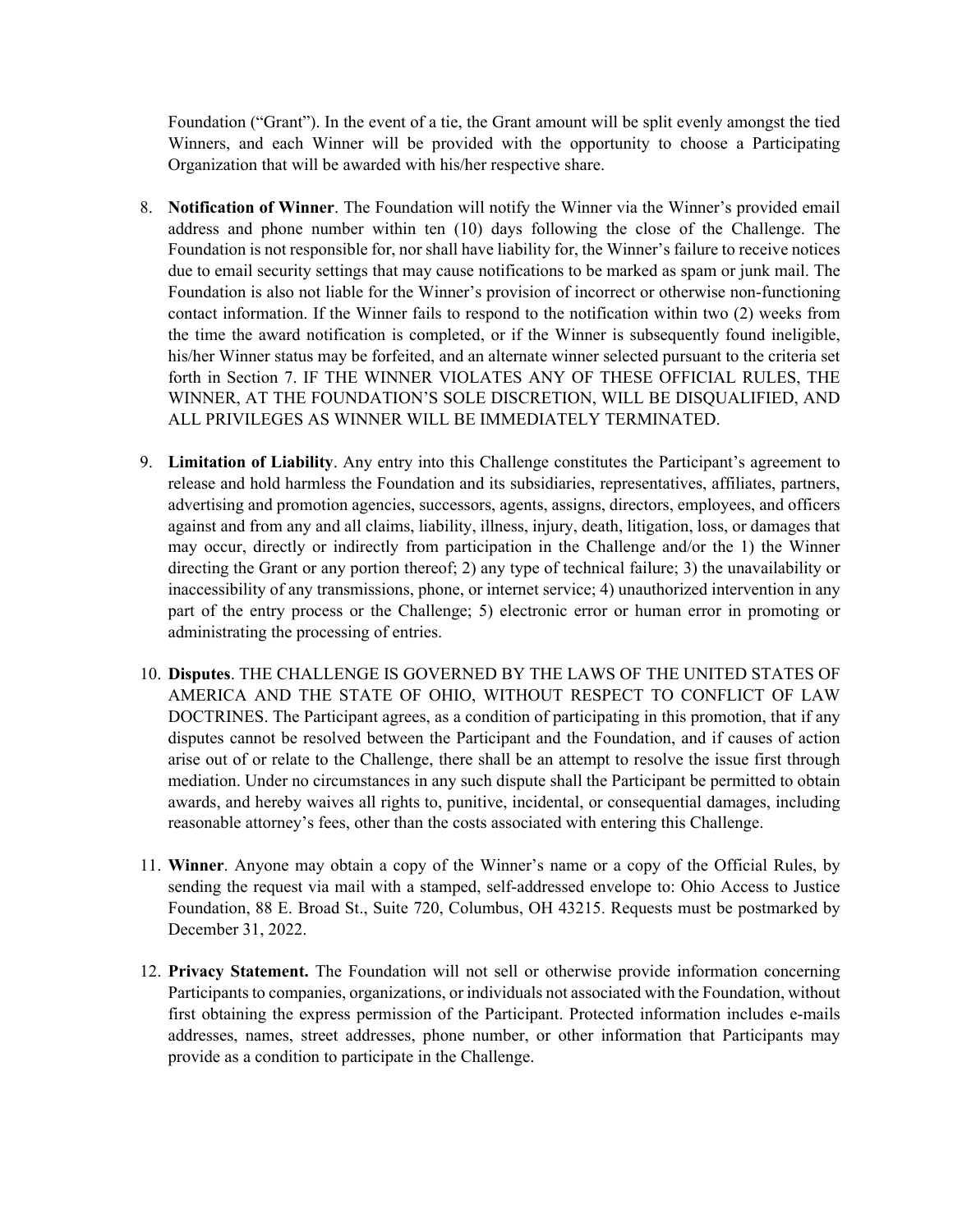Foundation (“Grant”). In the event of a tie, the Grant amount will be split evenly amongst the tied Winners, and each Winner will be provided with the opportunity to choose a Participating Organization that will be awarded with his/her respective share.

8. **Notification of Winner**. The Foundation will notify the Winner via the Winner’s provided email address and phone number within ten (10) days following the close of the Challenge. The Foundation is not responsible for, nor shall have liability for, the Winner’s failure to receive notices due to email security settings that may cause notifications to be marked as spam or junk mail. The Foundation is also not liable for the Winner’s provision of incorrect or otherwise non-functioning contact information. If the Winner fails to respond to the notification within two (2) weeks from the time the award notification is completed, or if the Winner is subsequently found ineligible, his/her Winner status may be forfeited, and an alternate winner selected pursuant to the criteria set forth in Section 7. IF THE WINNER VIOLATES ANY OF THESE OFFICIAL RULES, THE WINNER, AT THE FOUNDATION’S SOLE DISCRETION, WILL BE DISQUALIFIED, AND ALL PRIVILEGES AS WINNER WILL BE IMMEDIATELY TERMINATED.

9. **Limitation of Liability**. Any entry into this Challenge constitutes the Participant’s agreement to release and hold harmless the Foundation and its subsidiaries, representatives, affiliates, partners, advertising and promotion agencies, successors, agents, assigns, directors, employees, and officers against and from any and all claims, liability, illness, injury, death, litigation, loss, or damages that may occur, directly or indirectly from participation in the Challenge and/or the 1) the Winner directing the Grant or any portion thereof; 2) any type of technical failure; 3) the unavailability or inaccessibility of any transmissions, phone, or internet service; 4) unauthorized intervention in any part of the entry process or the Challenge; 5) electronic error or human error in promoting or administrating the processing of entries.

10. **Disputes**. THE CHALLENGE IS GOVERNED BY THE LAWS OF THE UNITED STATES OF AMERICA AND THE STATE OF OHIO, WITHOUT RESPECT TO CONFLICT OF LAW DOCTRINES. The Participant agrees, as a condition of participating in this promotion, that if any disputes cannot be resolved between the Participant and the Foundation, and if causes of action arise out of or relate to the Challenge, there shall be an attempt to resolve the issue first through mediation. Under no circumstances in any such dispute shall the Participant be permitted to obtain awards, and hereby waives all rights to, punitive, incidental, or consequential damages, including reasonable attorney’s fees, other than the costs associated with entering this Challenge.

11. **Winner**. Anyone may obtain a copy of the Winner’s name or a copy of the Official Rules, by sending the request via mail with a stamped, self-addressed envelope to: Ohio Access to Justice Foundation, 88 E. Broad St., Suite 720, Columbus, OH 43215. Requests must be postmarked by December 31, 2022.

12. **Privacy Statement.** The Foundation will not sell or otherwise provide information concerning Participants to companies, organizations, or individuals not associated with the Foundation, without first obtaining the express permission of the Participant. Protected information includes e-mails addresses, names, street addresses, phone number, or other information that Participants may provide as a condition to participate in the Challenge.